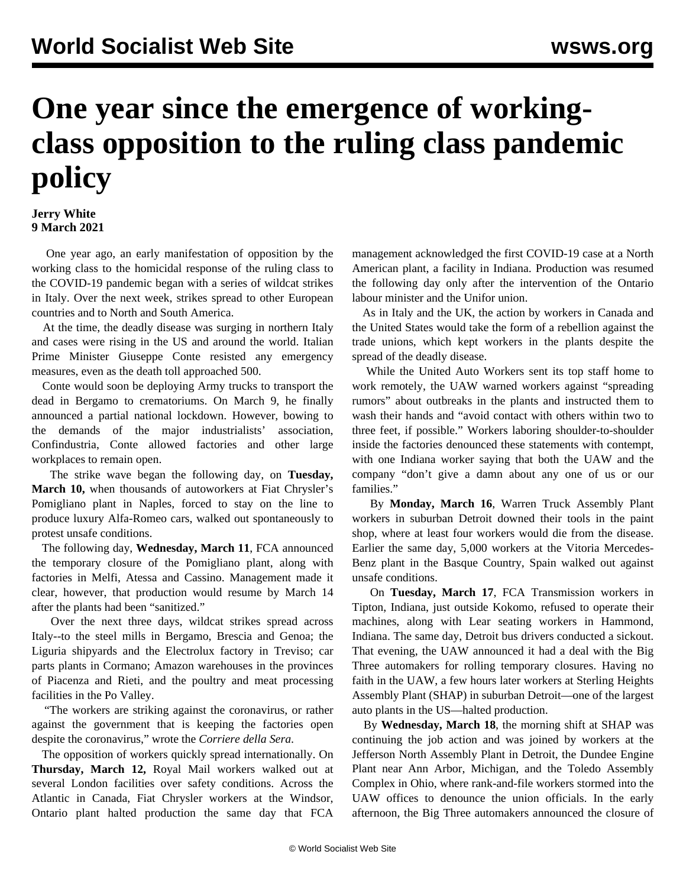# One year since the emergence of working-class opposition to the ruling class pandemic policy

**Jerry White**
**9 March 2021**

One year ago, an early manifestation of opposition by the working class to the homicidal response of the ruling class to the COVID-19 pandemic began with a series of wildcat strikes in Italy. Over the next week, strikes spread to other European countries and to North and South America.

At the time, the deadly disease was surging in northern Italy and cases were rising in the US and around the world. Italian Prime Minister Giuseppe Conte resisted any emergency measures, even as the death toll approached 500.

Conte would soon be deploying Army trucks to transport the dead in Bergamo to crematoriums. On March 9, he finally announced a partial national lockdown. However, bowing to the demands of the major industrialists' association, Confindustria, Conte allowed factories and other large workplaces to remain open.

The strike wave began the following day, on **Tuesday, March 10,** when thousands of autoworkers at Fiat Chrysler's Pomigliano plant in Naples, forced to stay on the line to produce luxury Alfa-Romeo cars, walked out spontaneously to protest unsafe conditions.

The following day, **Wednesday, March 11**, FCA announced the temporary closure of the Pomigliano plant, along with factories in Melfi, Atessa and Cassino. Management made it clear, however, that production would resume by March 14 after the plants had been "sanitized."

Over the next three days, wildcat strikes spread across Italy--to the steel mills in Bergamo, Brescia and Genoa; the Liguria shipyards and the Electrolux factory in Treviso; car parts plants in Cormano; Amazon warehouses in the provinces of Piacenza and Rieti, and the poultry and meat processing facilities in the Po Valley.

"The workers are striking against the coronavirus, or rather against the government that is keeping the factories open despite the coronavirus," wrote the *Corriere della Sera*.

The opposition of workers quickly spread internationally. On **Thursday, March 12,** Royal Mail workers walked out at several London facilities over safety conditions. Across the Atlantic in Canada, Fiat Chrysler workers at the Windsor, Ontario plant halted production the same day that FCA management acknowledged the first COVID-19 case at a North American plant, a facility in Indiana. Production was resumed the following day only after the intervention of the Ontario labour minister and the Unifor union.

As in Italy and the UK, the action by workers in Canada and the United States would take the form of a rebellion against the trade unions, which kept workers in the plants despite the spread of the deadly disease.

While the United Auto Workers sent its top staff home to work remotely, the UAW warned workers against "spreading rumors" about outbreaks in the plants and instructed them to wash their hands and "avoid contact with others within two to three feet, if possible." Workers laboring shoulder-to-shoulder inside the factories denounced these statements with contempt, with one Indiana worker saying that both the UAW and the company "don't give a damn about any one of us or our families."

By **Monday, March 16**, Warren Truck Assembly Plant workers in suburban Detroit downed their tools in the paint shop, where at least four workers would die from the disease. Earlier the same day, 5,000 workers at the Vitoria Mercedes-Benz plant in the Basque Country, Spain walked out against unsafe conditions.

On **Tuesday, March 17**, FCA Transmission workers in Tipton, Indiana, just outside Kokomo, refused to operate their machines, along with Lear seating workers in Hammond, Indiana. The same day, Detroit bus drivers conducted a sickout. That evening, the UAW announced it had a deal with the Big Three automakers for rolling temporary closures. Having no faith in the UAW, a few hours later workers at Sterling Heights Assembly Plant (SHAP) in suburban Detroit—one of the largest auto plants in the US—halted production.

By **Wednesday, March 18**, the morning shift at SHAP was continuing the job action and was joined by workers at the Jefferson North Assembly Plant in Detroit, the Dundee Engine Plant near Ann Arbor, Michigan, and the Toledo Assembly Complex in Ohio, where rank-and-file workers stormed into the UAW offices to denounce the union officials. In the early afternoon, the Big Three automakers announced the closure of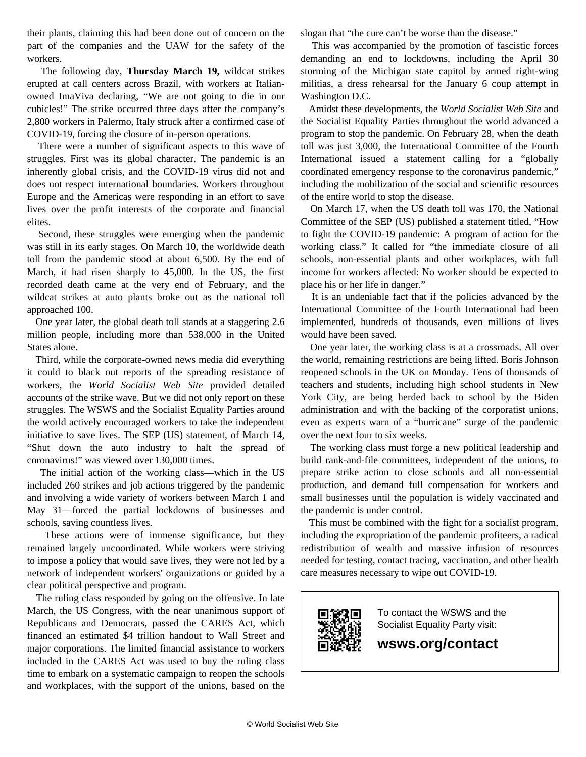their plants, claiming this had been done out of concern on the part of the companies and the UAW for the safety of the workers.

The following day, **Thursday March 19,** wildcat strikes erupted at call centers across Brazil, with workers at Italian-owned ImaViva declaring, "We are not going to die in our cubicles!" The strike occurred three days after the company's 2,800 workers in Palermo, Italy struck after a confirmed case of COVID-19, forcing the closure of in-person operations.

There were a number of significant aspects to this wave of struggles. First was its global character. The pandemic is an inherently global crisis, and the COVID-19 virus did not and does not respect international boundaries. Workers throughout Europe and the Americas were responding in an effort to save lives over the profit interests of the corporate and financial elites.

Second, these struggles were emerging when the pandemic was still in its early stages. On March 10, the worldwide death toll from the pandemic stood at about 6,500. By the end of March, it had risen sharply to 45,000. In the US, the first recorded death came at the very end of February, and the wildcat strikes at auto plants broke out as the national toll approached 100.

One year later, the global death toll stands at a staggering 2.6 million people, including more than 538,000 in the United States alone.

Third, while the corporate-owned news media did everything it could to black out reports of the spreading resistance of workers, the *World Socialist Web Site* provided detailed accounts of the strike wave. But we did not only report on these struggles. The WSWS and the Socialist Equality Parties around the world actively encouraged workers to take the independent initiative to save lives. The SEP (US) statement, of March 14, "Shut down the auto industry to halt the spread of coronavirus!" was viewed over 130,000 times.

The initial action of the working class—which in the US included 260 strikes and job actions triggered by the pandemic and involving a wide variety of workers between March 1 and May 31—forced the partial lockdowns of businesses and schools, saving countless lives.

These actions were of immense significance, but they remained largely uncoordinated. While workers were striving to impose a policy that would save lives, they were not led by a network of independent workers' organizations or guided by a clear political perspective and program.

The ruling class responded by going on the offensive. In late March, the US Congress, with the near unanimous support of Republicans and Democrats, passed the CARES Act, which financed an estimated $4 trillion handout to Wall Street and major corporations. The limited financial assistance to workers included in the CARES Act was used to buy the ruling class time to embark on a systematic campaign to reopen the schools and workplaces, with the support of the unions, based on the slogan that "the cure can't be worse than the disease."

This was accompanied by the promotion of fascistic forces demanding an end to lockdowns, including the April 30 storming of the Michigan state capitol by armed right-wing militias, a dress rehearsal for the January 6 coup attempt in Washington D.C.

Amidst these developments, the *World Socialist Web Site* and the Socialist Equality Parties throughout the world advanced a program to stop the pandemic. On February 28, when the death toll was just 3,000, the International Committee of the Fourth International issued a statement calling for a "globally coordinated emergency response to the coronavirus pandemic," including the mobilization of the social and scientific resources of the entire world to stop the disease.

On March 17, when the US death toll was 170, the National Committee of the SEP (US) published a statement titled, "How to fight the COVID-19 pandemic: A program of action for the working class." It called for "the immediate closure of all schools, non-essential plants and other workplaces, with full income for workers affected: No worker should be expected to place his or her life in danger."

It is an undeniable fact that if the policies advanced by the International Committee of the Fourth International had been implemented, hundreds of thousands, even millions of lives would have been saved.

One year later, the working class is at a crossroads. All over the world, remaining restrictions are being lifted. Boris Johnson reopened schools in the UK on Monday. Tens of thousands of teachers and students, including high school students in New York City, are being herded back to school by the Biden administration and with the backing of the corporatist unions, even as experts warn of a "hurricane" surge of the pandemic over the next four to six weeks.

The working class must forge a new political leadership and build rank-and-file committees, independent of the unions, to prepare strike action to close schools and all non-essential production, and demand full compensation for workers and small businesses until the population is widely vaccinated and the pandemic is under control.

This must be combined with the fight for a socialist program, including the expropriation of the pandemic profiteers, a radical redistribution of wealth and massive infusion of resources needed for testing, contact tracing, vaccination, and other health care measures necessary to wipe out COVID-19.

To contact the WSWS and the Socialist Equality Party visit:

**wsws.org/contact**